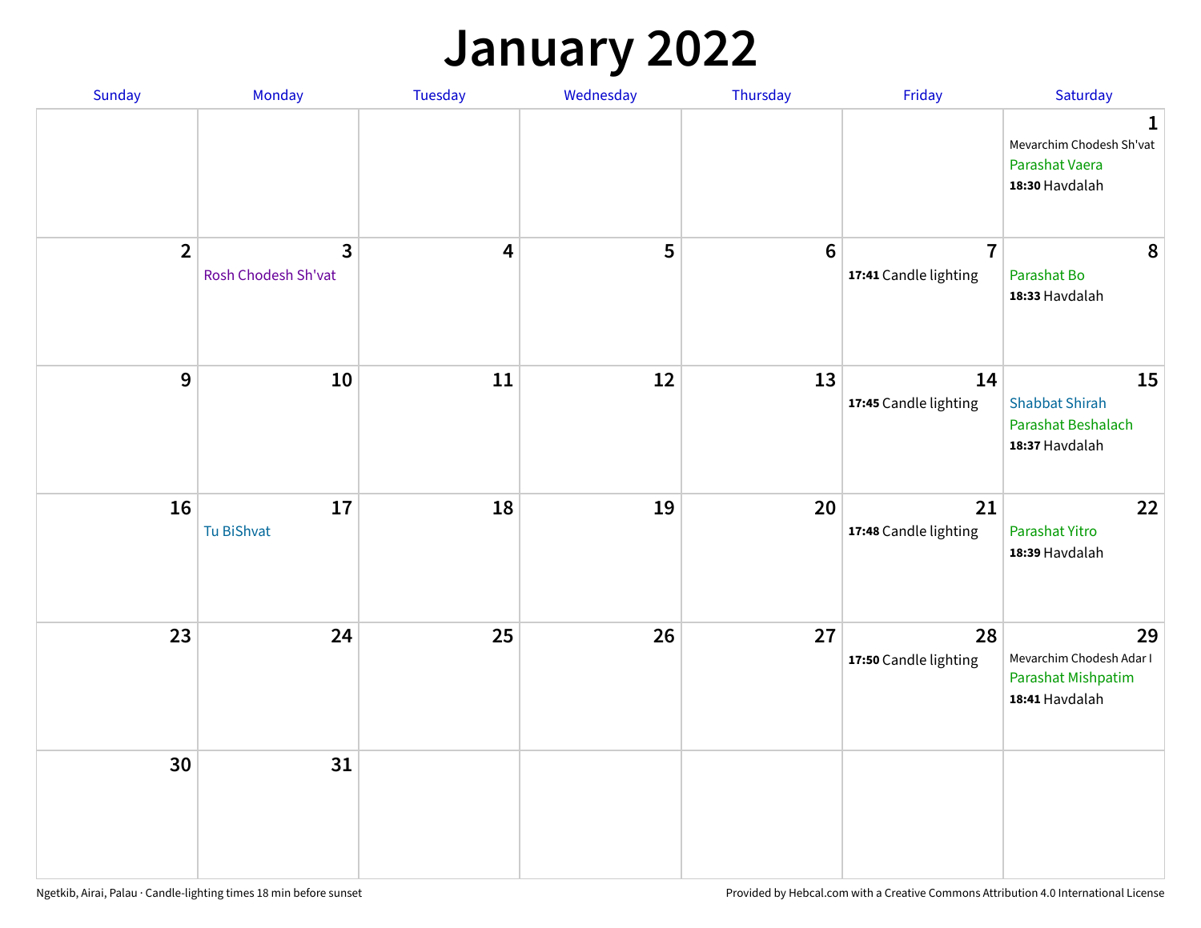# January 2022

| Sunday | Monday | Tuesday | Wednesday | Thursday | Friday | Saturday |
|---|---|---|---|---|---|---|
| | | | | | | 1 Mevarchim Chodesh Sh'vat Parashat Vaera **18:30** Havdalah |
| 2 | 3 Rosh Chodesh Sh'vat | 4 | 5 | 6 | 7 **17:41** Candle lighting | 8 Parashat Bo **18:33** Havdalah |
| 9 | 10 | 11 | 12 | 13 | 14 **17:45** Candle lighting | 15 Shabbat Shirah Parashat Beshalach **18:37** Havdalah |
| 16 | 17 Tu BiShvat | 18 | 19 | 20 | 21 **17:48** Candle lighting | 22 Parashat Yitro **18:39** Havdalah |
| 23 | 24 | 25 | 26 | 27 | 28 **17:50** Candle lighting | 29 Mevarchim Chodesh Adar I Parashat Mishpatim **18:41** Havdalah |
| 30 | 31 | | | | | |

Ngetkib, Airai, Palau · Candle-lighting times 18 min before sunset

Provided by Hebcal.com with a Creative Commons Attribution 4.0 International License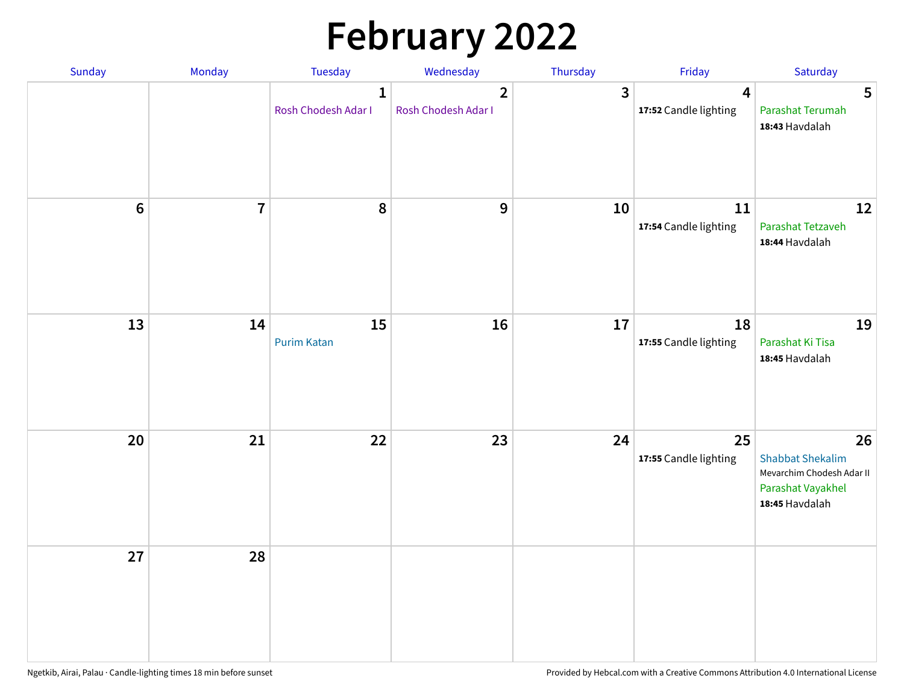# February 2022

| Sunday | Monday | Tuesday | Wednesday | Thursday | Friday | Saturday |
|---|---|---|---|---|---|---|
| | | 1<br>Rosh Chodesh Adar I | 2<br>Rosh Chodesh Adar I | 3 | 4<br>**17:52** Candle lighting | 5<br>Parashat Terumah<br>**18:43** Havdalah |
| 6 | 7 | 8 | 9 | 10 | 11<br>**17:54** Candle lighting | 12<br>Parashat Tetzaveh<br>**18:44** Havdalah |
| 13 | 14 | 15<br>Purim Katan | 16 | 17 | 18<br>**17:55** Candle lighting | 19<br>Parashat Ki Tisa<br>**18:45** Havdalah |
| 20 | 21 | 22 | 23 | 24 | 25<br>**17:55** Candle lighting | 26<br>Shabbat Shekalim<br>Mevarchim Chodesh Adar II<br>Parashat Vayakhel<br>**18:45** Havdalah |
| 27 | 28 | | | | | |

Ngetkib, Airai, Palau · Candle-lighting times 18 min before sunset

Provided by Hebcal.com with a Creative Commons Attribution 4.0 International License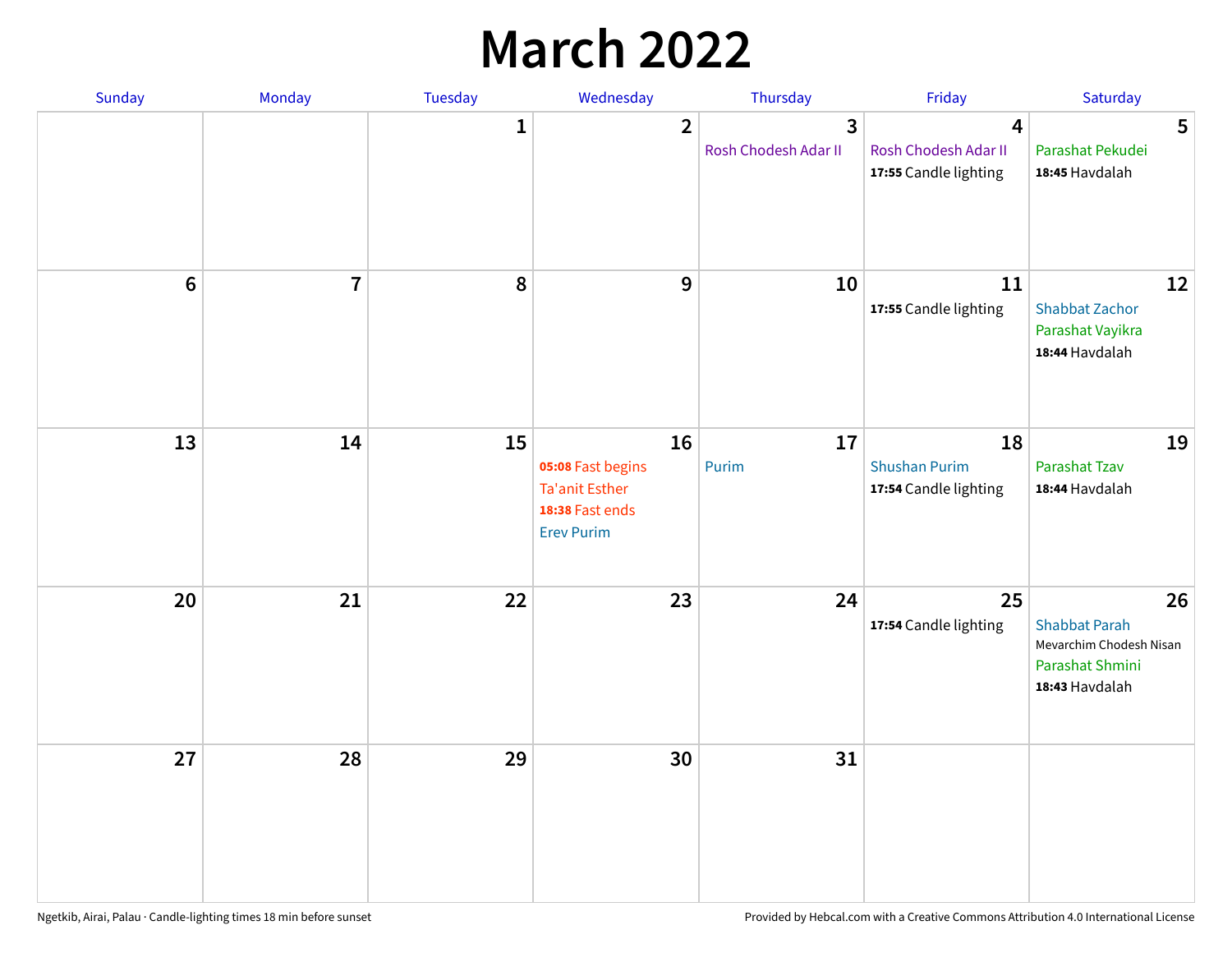# March 2022

| Sunday | Monday | Tuesday | Wednesday | Thursday | Friday | Saturday |
| --- | --- | --- | --- | --- | --- | --- |
| | | 1 | 2 | 3<br>Rosh Chodesh Adar II | 4<br>Rosh Chodesh Adar II<br>**17:55** Candle lighting | 5<br>Parashat Pekudei<br>**18:45** Havdalah |
| 6 | 7 | 8 | 9 | 10 | 11<br>**17:55** Candle lighting | 12<br>Shabbat Zachor<br>Parashat Vayikra<br>**18:44** Havdalah |
| 13 | 14 | 15 | 16<br>**05:08** Fast begins<br>Ta'anit Esther<br>**18:38** Fast ends<br>Erev Purim | 17<br>Purim | 18<br>Shushan Purim<br>**17:54** Candle lighting | 19<br>Parashat Tzav<br>**18:44** Havdalah |
| 20 | 21 | 22 | 23 | 24 | 25<br>**17:54** Candle lighting | 26<br>Shabbat Parah<br>Mevarchim Chodesh Nisan<br>Parashat Shmini<br>**18:43** Havdalah |
| 27 | 28 | 29 | 30 | 31 | | |

Ngetkib, Airai, Palau · Candle-lighting times 18 min before sunset

Provided by Hebcal.com with a Creative Commons Attribution 4.0 International License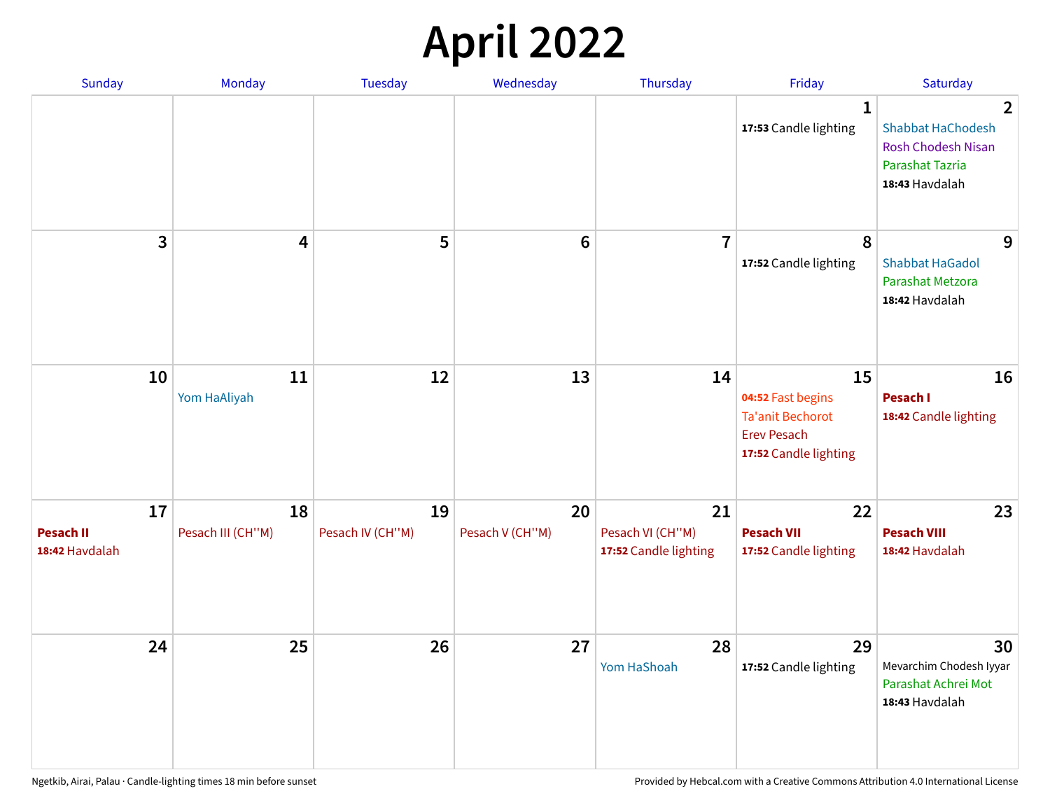# April 2022

| Sunday | Monday | Tuesday | Wednesday | Thursday | Friday | Saturday |
|---|---|---|---|---|---|---|
| | | | | | 1<br>**17:53** Candle lighting | 2<br>Shabbat HaChodesh<br>Rosh Chodesh Nisan<br>Parashat Tazria<br>**18:43** Havdalah |
| 3 | 4 | 5 | 6 | 7 | 8<br>**17:52** Candle lighting | 9<br>Shabbat HaGadol<br>Parashat Metzora<br>**18:42** Havdalah |
| 10 | 11<br>Yom HaAliyah | 12 | 13 | 14 | 15<br>**04:52** Fast begins<br>Ta'anit Bechorot<br>Erev Pesach<br>**17:52** Candle lighting | 16<br>**Pesach I**<br>**18:42** Candle lighting |
| 17<br>**Pesach II**<br>**18:42** Havdalah | 18<br>Pesach III (CH''M) | 19<br>Pesach IV (CH''M) | 20<br>Pesach V (CH''M) | 21<br>Pesach VI (CH''M)<br>**17:52** Candle lighting | 22<br>**Pesach VII**<br>**17:52** Candle lighting | 23<br>**Pesach VIII**<br>**18:42** Havdalah |
| 24 | 25 | 26 | 27 | 28<br>Yom HaShoah | 29<br>**17:52** Candle lighting | 30<br>Mevarchim Chodesh Iyyar<br>Parashat Achrei Mot<br>**18:43** Havdalah |

Ngetkib, Airai, Palau · Candle-lighting times 18 min before sunset

Provided by Hebcal.com with a Creative Commons Attribution 4.0 International License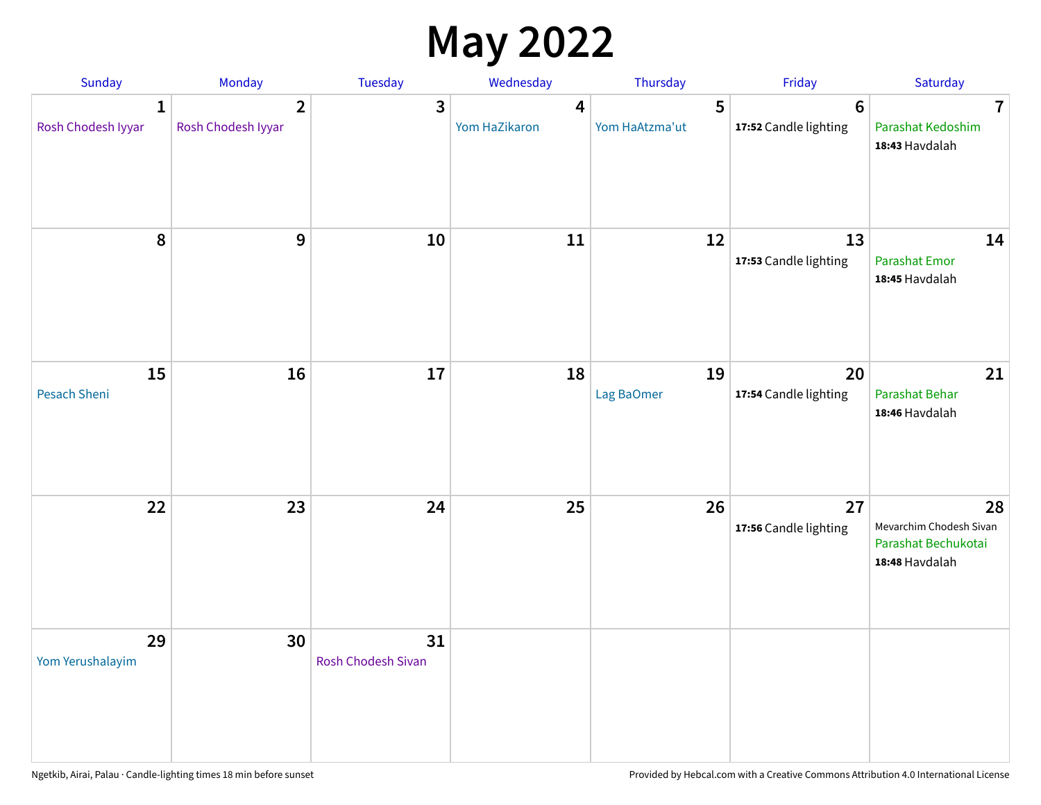# May 2022

| Sunday | Monday | Tuesday | Wednesday | Thursday | Friday | Saturday |
|---|---|---|---|---|---|---|
| **1** Rosh Chodesh Iyyar | **2** Rosh Chodesh Iyyar | **3** | **4** Yom HaZikaron | **5** Yom HaAtzma'ut | **6** **17:52** Candle lighting | **7** Parashat Kedoshim **18:43** Havdalah |
| **8** | **9** | **10** | **11** | **12** | **13** **17:53** Candle lighting | **14** Parashat Emor **18:45** Havdalah |
| **15** Pesach Sheni | **16** | **17** | **18** | **19** Lag BaOmer | **20** **17:54** Candle lighting | **21** Parashat Behar **18:46** Havdalah |
| **22** | **23** | **24** | **25** | **26** | **27** **17:56** Candle lighting | **28** Mevarchim Chodesh Sivan Parashat Bechukotai **18:48** Havdalah |
| **29** Yom Yerushalayim | **30** | **31** Rosh Chodesh Sivan | | | | |

Ngetkib, Airai, Palau · Candle-lighting times 18 min before sunset

Provided by Hebcal.com with a Creative Commons Attribution 4.0 International License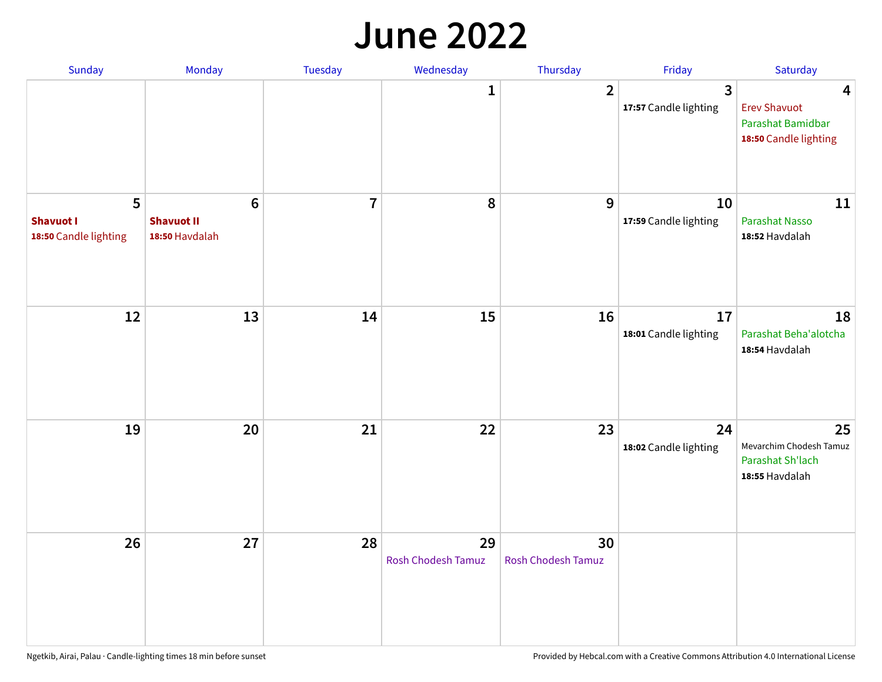# June 2022

| Sunday | Monday | Tuesday | Wednesday | Thursday | Friday | Saturday |
|---|---|---|---|---|---|---|
| | | | 1 | 2 | 3<br>**17:57** Candle lighting | 4<br>Erev Shavuot<br>Parashat Bamidbar<br>**18:50** Candle lighting |
| 5<br>**Shavuot I**<br>**18:50** Candle lighting | 6<br>**Shavuot II**<br>**18:50** Havdalah | 7 | 8 | 9 | 10<br>**17:59** Candle lighting | 11<br>Parashat Nasso<br>**18:52** Havdalah |
| 12 | 13 | 14 | 15 | 16 | 17<br>**18:01** Candle lighting | 18<br>Parashat Beha'alotcha<br>**18:54** Havdalah |
| 19 | 20 | 21 | 22 | 23 | 24<br>**18:02** Candle lighting | 25<br>Mevarchim Chodesh Tamuz<br>Parashat Sh'lach<br>**18:55** Havdalah |
| 26 | 27 | 28 | 29<br>Rosh Chodesh Tamuz | 30<br>Rosh Chodesh Tamuz | | |

Ngetkib, Airai, Palau · Candle-lighting times 18 min before sunset

Provided by Hebcal.com with a Creative Commons Attribution 4.0 International License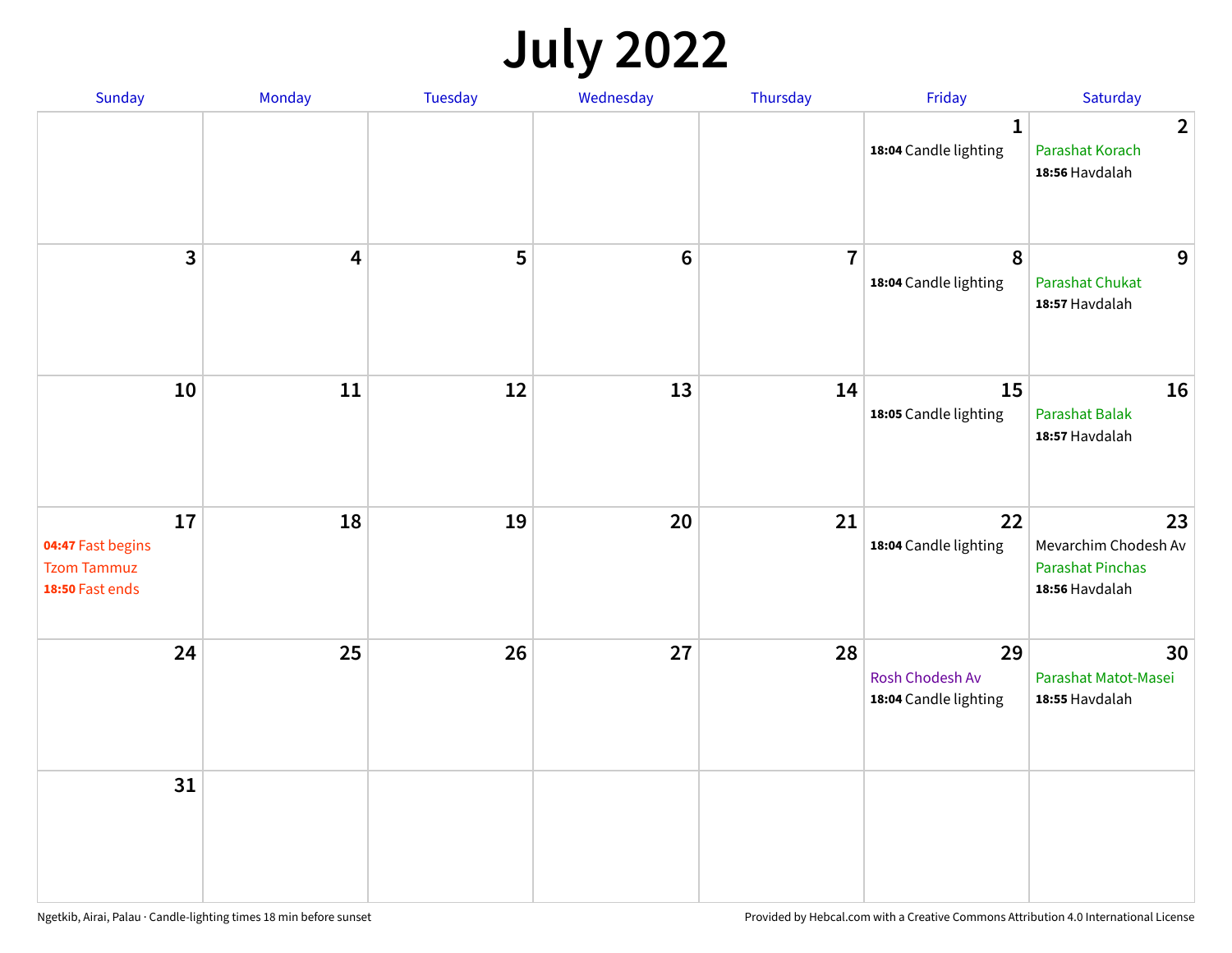# July 2022

| Sunday | Monday | Tuesday | Wednesday | Thursday | Friday | Saturday |
|---|---|---|---|---|---|---|
| | | | | | 1<br>**18:04** Candle lighting | 2<br>Parashat Korach<br>**18:56** Havdalah |
| 3 | 4 | 5 | 6 | 7 | 8<br>**18:04** Candle lighting | 9<br>Parashat Chukat<br>**18:57** Havdalah |
| 10 | 11 | 12 | 13 | 14 | 15<br>**18:05** Candle lighting | 16<br>Parashat Balak<br>**18:57** Havdalah |
| 17<br>**04:47** Fast begins<br>Tzom Tammuz<br>**18:50** Fast ends | 18 | 19 | 20 | 21 | 22<br>**18:04** Candle lighting | 23<br>Mevarchim Chodesh Av<br>Parashat Pinchas<br>**18:56** Havdalah |
| 24 | 25 | 26 | 27 | 28 | 29<br>Rosh Chodesh Av<br>**18:04** Candle lighting | 30<br>Parashat Matot-Masei<br>**18:55** Havdalah |
| 31 | | | | | | |

Ngetkib, Airai, Palau · Candle-lighting times 18 min before sunset

Provided by Hebcal.com with a Creative Commons Attribution 4.0 International License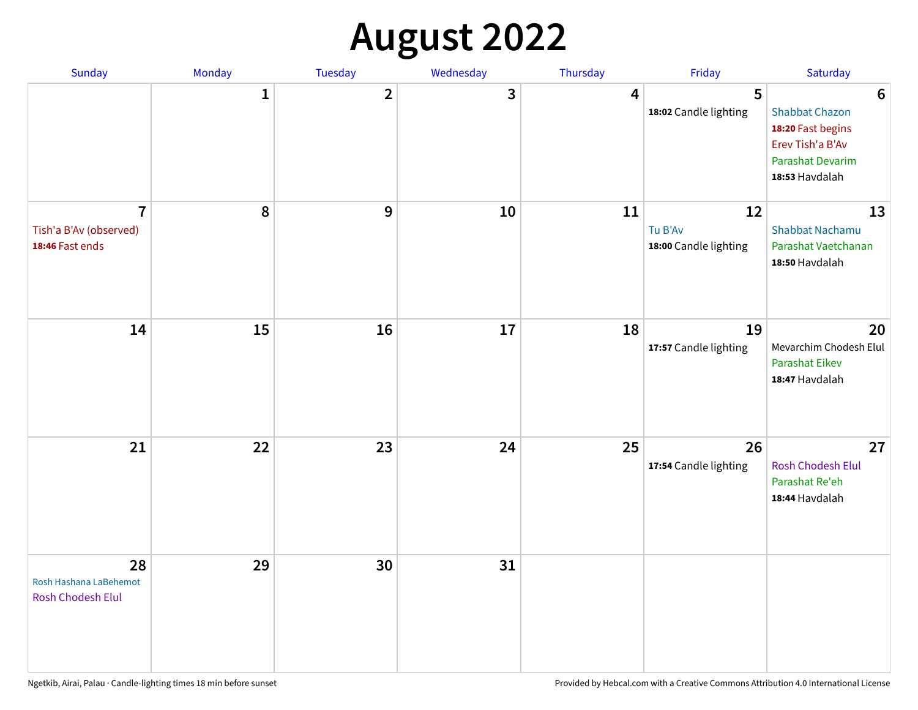# August 2022

| Sunday | Monday | Tuesday | Wednesday | Thursday | Friday | Saturday |
|---|---|---|---|---|---|---|
| | 1 | 2 | 3 | 4 | 5<br>**18:02** Candle lighting | 6<br>Shabbat Chazon<br>**18:20** Fast begins<br>Erev Tish'a B'Av<br>Parashat Devarim<br>**18:53** Havdalah |
| 7<br>Tish'a B'Av (observed)<br>**18:46** Fast ends | 8 | 9 | 10 | 11 | 12<br>Tu B'Av<br>**18:00** Candle lighting | 13<br>Shabbat Nachamu<br>Parashat Vaetchanan<br>**18:50** Havdalah |
| 14 | 15 | 16 | 17 | 18 | 19<br>**17:57** Candle lighting | 20<br>Mevarchim Chodesh Elul<br>Parashat Eikev<br>**18:47** Havdalah |
| 21 | 22 | 23 | 24 | 25 | 26<br>**17:54** Candle lighting | 27<br>Rosh Chodesh Elul<br>Parashat Re'eh<br>**18:44** Havdalah |
| 28<br>Rosh Hashana LaBehemot<br>Rosh Chodesh Elul | 29 | 30 | 31 | | | |

Ngetkib, Airai, Palau · Candle-lighting times 18 min before sunset

Provided by Hebcal.com with a Creative Commons Attribution 4.0 International License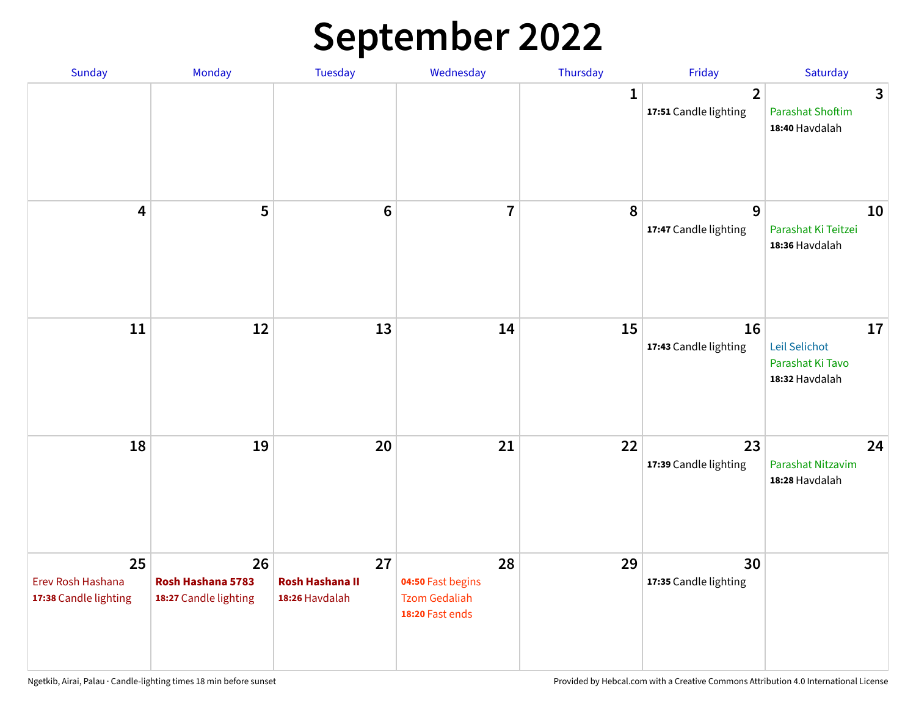# September 2022

| Sunday | Monday | Tuesday | Wednesday | Thursday | Friday | Saturday |
|---|---|---|---|---|---|---|
| | | | | 1 | 2<br>**17:51** Candle lighting | 3<br>Parashat Shoftim<br>**18:40** Havdalah |
| 4 | 5 | 6 | 7 | 8 | 9<br>**17:47** Candle lighting | 10<br>Parashat Ki Teitzei<br>**18:36** Havdalah |
| 11 | 12 | 13 | 14 | 15 | 16<br>**17:43** Candle lighting | 17<br>Leil Selichot<br>Parashat Ki Tavo<br>**18:32** Havdalah |
| 18 | 19 | 20 | 21 | 22 | 23<br>**17:39** Candle lighting | 24<br>Parashat Nitzavim<br>**18:28** Havdalah |
| 25<br>Erev Rosh Hashana<br>**17:38** Candle lighting | 26<br>**Rosh Hashana 5783**<br>**18:27** Candle lighting | 27<br>**Rosh Hashana II**<br>**18:26** Havdalah | 28<br>**04:50** Fast begins<br>Tzom Gedaliah<br>**18:20** Fast ends | 29 | 30<br>**17:35** Candle lighting | |

Ngetkib, Airai, Palau · Candle-lighting times 18 min before sunset

Provided by Hebcal.com with a Creative Commons Attribution 4.0 International License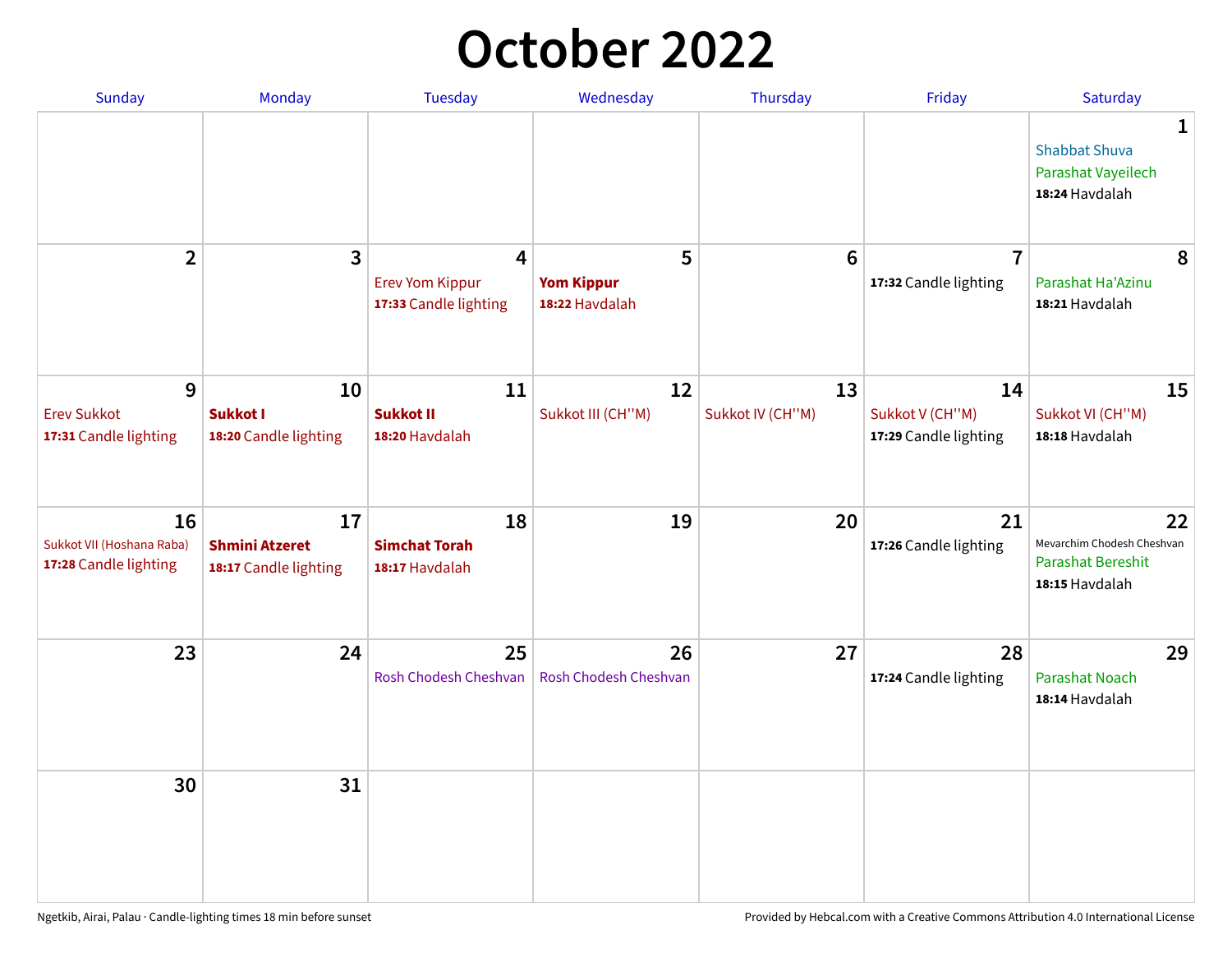# October 2022

| Sunday | Monday | Tuesday | Wednesday | Thursday | Friday | Saturday |
|---|---|---|---|---|---|---|
| | | | | | | **1**<br>Shabbat Shuva<br>Parashat Vayeilech<br>**18:24** Havdalah |
| **2** | **3** | **4**<br>Erev Yom Kippur<br>**17:33** Candle lighting | **5**<br>**Yom Kippur**<br>**18:22** Havdalah | **6** | **7**<br>**17:32** Candle lighting | **8**<br>Parashat Ha'Azinu<br>**18:21** Havdalah |
| **9**<br>Erev Sukkot<br>**17:31** Candle lighting | **10**<br>**Sukkot I**<br>**18:20** Candle lighting | **11**<br>**Sukkot II**<br>**18:20** Havdalah | **12**<br>Sukkot III (CH''M) | **13**<br>Sukkot IV (CH''M) | **14**<br>Sukkot V (CH''M)<br>**17:29** Candle lighting | **15**<br>Sukkot VI (CH''M)<br>**18:18** Havdalah |
| **16**<br>Sukkot VII (Hoshana Raba)<br>**17:28** Candle lighting | **17**<br>**Shmini Atzeret**<br>**18:17** Candle lighting | **18**<br>**Simchat Torah**<br>**18:17** Havdalah | **19** | **20** | **21**<br>**17:26** Candle lighting | **22**<br>Mevarchim Chodesh Cheshvan<br>Parashat Bereshit<br>**18:15** Havdalah |
| **23** | **24** | **25**<br>Rosh Chodesh Cheshvan | **26**<br>Rosh Chodesh Cheshvan | **27** | **28**<br>**17:24** Candle lighting | **29**<br>Parashat Noach<br>**18:14** Havdalah |
| **30** | **31** | | | | | |

Ngetkib, Airai, Palau · Candle-lighting times 18 min before sunset

Provided by Hebcal.com with a Creative Commons Attribution 4.0 International License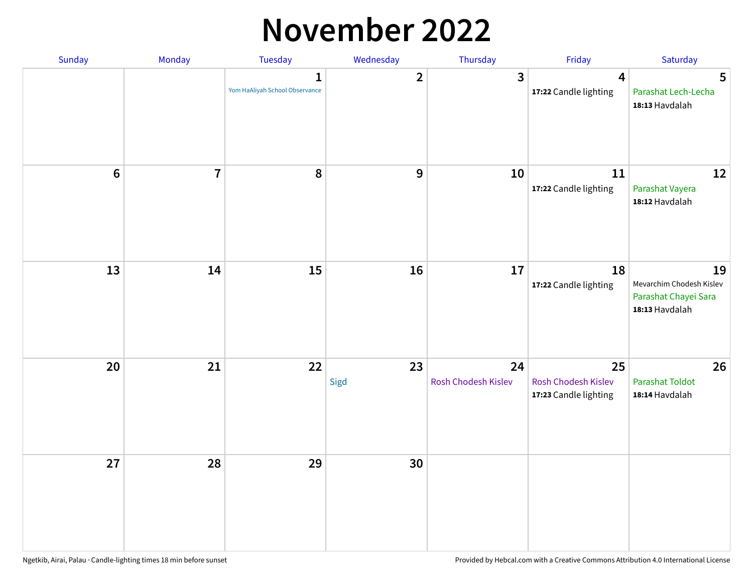# November 2022

| Sunday | Monday | Tuesday | Wednesday | Thursday | Friday | Saturday |
|---|---|---|---|---|---|---|
| | | 1<br>Yom HaAliyah School Observance | 2 | 3 | 4<br>**17:22** Candle lighting | 5<br>Parashat Lech-Lecha<br>**18:13** Havdalah |
| 6 | 7 | 8 | 9 | 10 | 11<br>**17:22** Candle lighting | 12<br>Parashat Vayera<br>**18:12** Havdalah |
| 13 | 14 | 15 | 16 | 17 | 18<br>**17:22** Candle lighting | 19<br>Mevarchim Chodesh Kislev<br>Parashat Chayei Sara<br>**18:13** Havdalah |
| 20 | 21 | 22 | 23<br>Sigd | 24<br>Rosh Chodesh Kislev | 25<br>Rosh Chodesh Kislev<br>**17:23** Candle lighting | 26<br>Parashat Toldot<br>**18:14** Havdalah |
| 27 | 28 | 29 | 30 | | | |

Ngetkib, Airai, Palau · Candle-lighting times 18 min before sunset

Provided by Hebcal.com with a Creative Commons Attribution 4.0 International License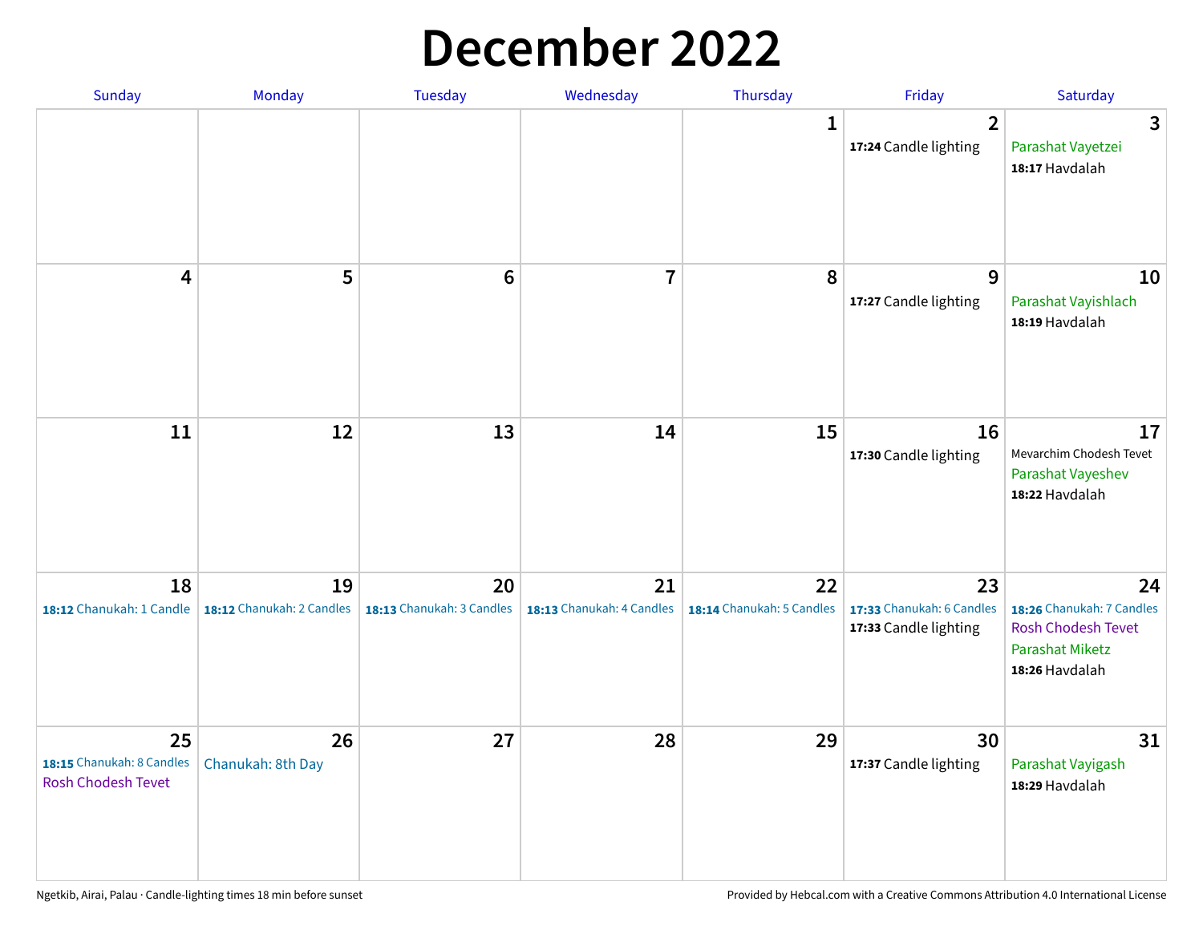# December 2022

| Sunday | Monday | Tuesday | Wednesday | Thursday | Friday | Saturday |
|---|---|---|---|---|---|---|
| | | | | 1 | 2<br>**17:24** Candle lighting | 3<br>Parashat Vayetzei<br>**18:17** Havdalah |
| 4 | 5 | 6 | 7 | 8 | 9<br>**17:27** Candle lighting | 10<br>Parashat Vayishlach<br>**18:19** Havdalah |
| 11 | 12 | 13 | 14 | 15 | 16<br>**17:30** Candle lighting | 17<br>Mevarchim Chodesh Tevet<br>Parashat Vayeshev<br>**18:22** Havdalah |
| 18<br>**18:12** Chanukah: 1 Candle | 19<br>**18:12** Chanukah: 2 Candles | 20<br>**18:13** Chanukah: 3 Candles | 21<br>**18:13** Chanukah: 4 Candles | 22<br>**18:14** Chanukah: 5 Candles | 23<br>**17:33** Chanukah: 6 Candles<br>**17:33** Candle lighting | 24<br>**18:26** Chanukah: 7 Candles<br>Rosh Chodesh Tevet<br>Parashat Miketz<br>**18:26** Havdalah |
| 25<br>**18:15** Chanukah: 8 Candles<br>Rosh Chodesh Tevet | 26<br>Chanukah: 8th Day | 27 | 28 | 29 | 30<br>**17:37** Candle lighting | 31<br>Parashat Vayigash<br>**18:29** Havdalah |

Ngetkib, Airai, Palau · Candle-lighting times 18 min before sunset

Provided by Hebcal.com with a Creative Commons Attribution 4.0 International License